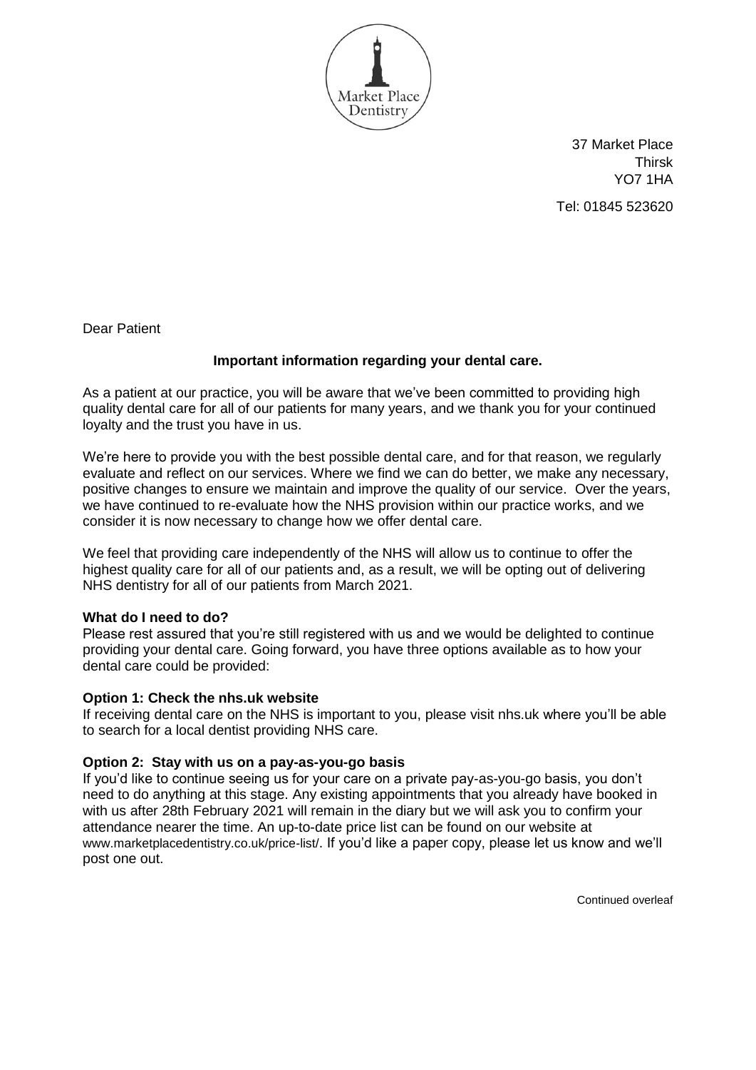Market Place Dentistry

37 Market Place
Thirsk
YO7 1HA

Tel: 01845 523620

Dear Patient

**Important information regarding your dental care.**

As a patient at our practice, you will be aware that we've been committed to providing high quality dental care for all of our patients for many years, and we thank you for your continued loyalty and the trust you have in us.

We're here to provide you with the best possible dental care, and for that reason, we regularly evaluate and reflect on our services. Where we find we can do better, we make any necessary, positive changes to ensure we maintain and improve the quality of our service. Over the years, we have continued to re-evaluate how the NHS provision within our practice works, and we consider it is now necessary to change how we offer dental care.

We feel that providing care independently of the NHS will allow us to continue to offer the highest quality care for all of our patients and, as a result, we will be opting out of delivering NHS dentistry for all of our patients from March 2021.

**What do I need to do?**

Please rest assured that you're still registered with us and we would be delighted to continue providing your dental care. Going forward, you have three options available as to how your dental care could be provided:

**Option 1: Check the nhs.uk website**

If receiving dental care on the NHS is important to you, please visit nhs.uk where you'll be able to search for a local dentist providing NHS care.

**Option 2: Stay with us on a pay-as-you-go basis**

If you'd like to continue seeing us for your care on a private pay-as-you-go basis, you don't need to do anything at this stage. Any existing appointments that you already have booked in with us after 28th February 2021 will remain in the diary but we will ask you to confirm your attendance nearer the time. An up-to-date price list can be found on our website at www.marketplacedentistry.co.uk/price-list/. If you'd like a paper copy, please let us know and we'll post one out.

Continued overleaf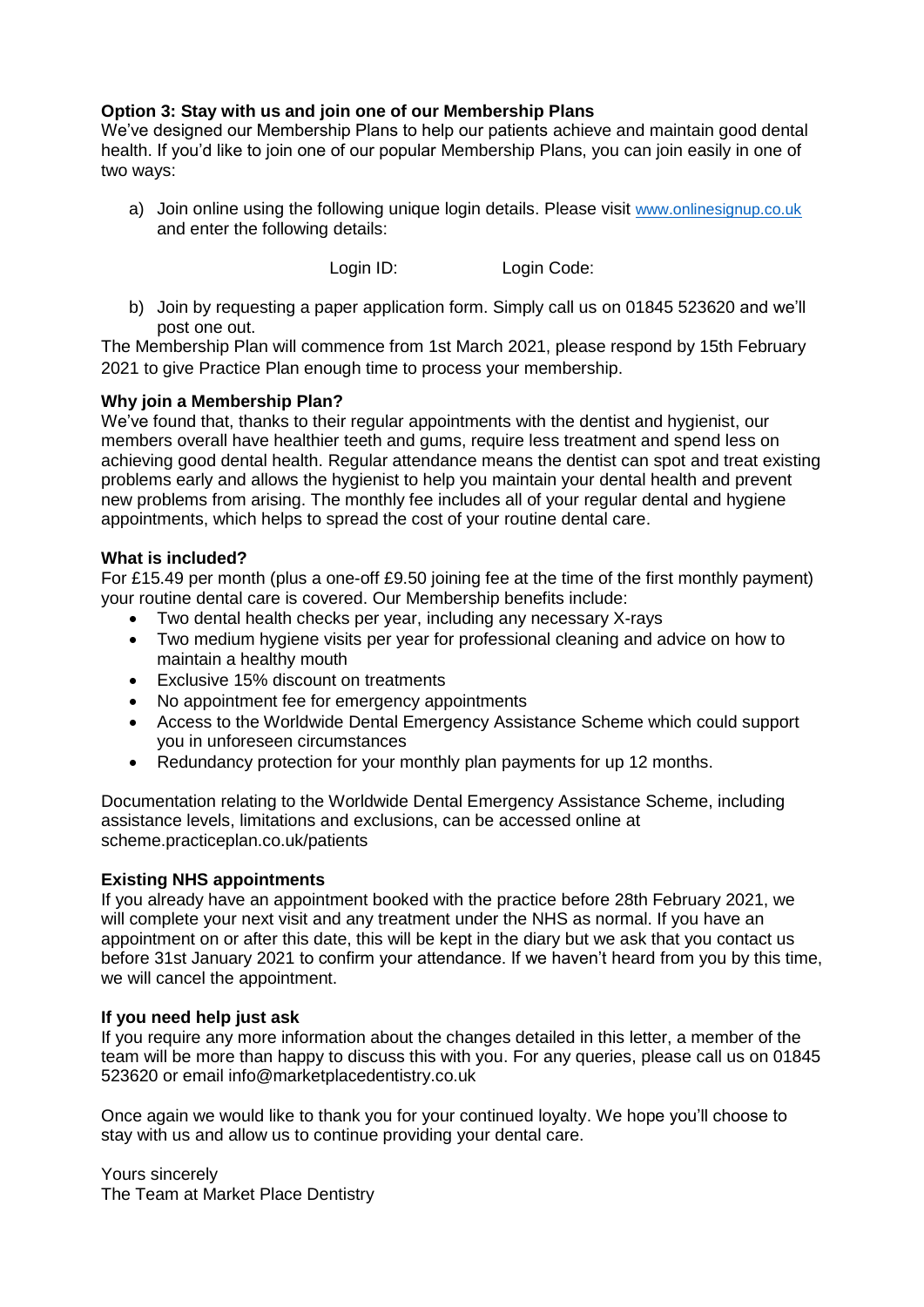**Option 3: Stay with us and join one of our Membership Plans**

We've designed our Membership Plans to help our patients achieve and maintain good dental health. If you'd like to join one of our popular Membership Plans, you can join easily in one of two ways:

a) Join online using the following unique login details. Please visit www.onlinesignup.co.uk and enter the following details:

Login ID: Login Code:

b) Join by requesting a paper application form. Simply call us on 01845 523620 and we'll post one out.

The Membership Plan will commence from 1st March 2021, please respond by 15th February 2021 to give Practice Plan enough time to process your membership.

**Why join a Membership Plan?**

We've found that, thanks to their regular appointments with the dentist and hygienist, our members overall have healthier teeth and gums, require less treatment and spend less on achieving good dental health. Regular attendance means the dentist can spot and treat existing problems early and allows the hygienist to help you maintain your dental health and prevent new problems from arising. The monthly fee includes all of your regular dental and hygiene appointments, which helps to spread the cost of your routine dental care.

**What is included?**

For £15.49 per month (plus a one-off £9.50 joining fee at the time of the first monthly payment) your routine dental care is covered. Our Membership benefits include:

- Two dental health checks per year, including any necessary X-rays
- Two medium hygiene visits per year for professional cleaning and advice on how to maintain a healthy mouth
- Exclusive 15% discount on treatments
- No appointment fee for emergency appointments
- Access to the Worldwide Dental Emergency Assistance Scheme which could support you in unforeseen circumstances
- Redundancy protection for your monthly plan payments for up 12 months.

Documentation relating to the Worldwide Dental Emergency Assistance Scheme, including assistance levels, limitations and exclusions, can be accessed online at scheme.practiceplan.co.uk/patients

**Existing NHS appointments**

If you already have an appointment booked with the practice before 28th February 2021, we will complete your next visit and any treatment under the NHS as normal. If you have an appointment on or after this date, this will be kept in the diary but we ask that you contact us before 31st January 2021 to confirm your attendance. If we haven't heard from you by this time, we will cancel the appointment.

**If you need help just ask**

If you require any more information about the changes detailed in this letter, a member of the team will be more than happy to discuss this with you. For any queries, please call us on 01845 523620 or email info@marketplacedentistry.co.uk

Once again we would like to thank you for your continued loyalty. We hope you'll choose to stay with us and allow us to continue providing your dental care.

Yours sincerely
The Team at Market Place Dentistry